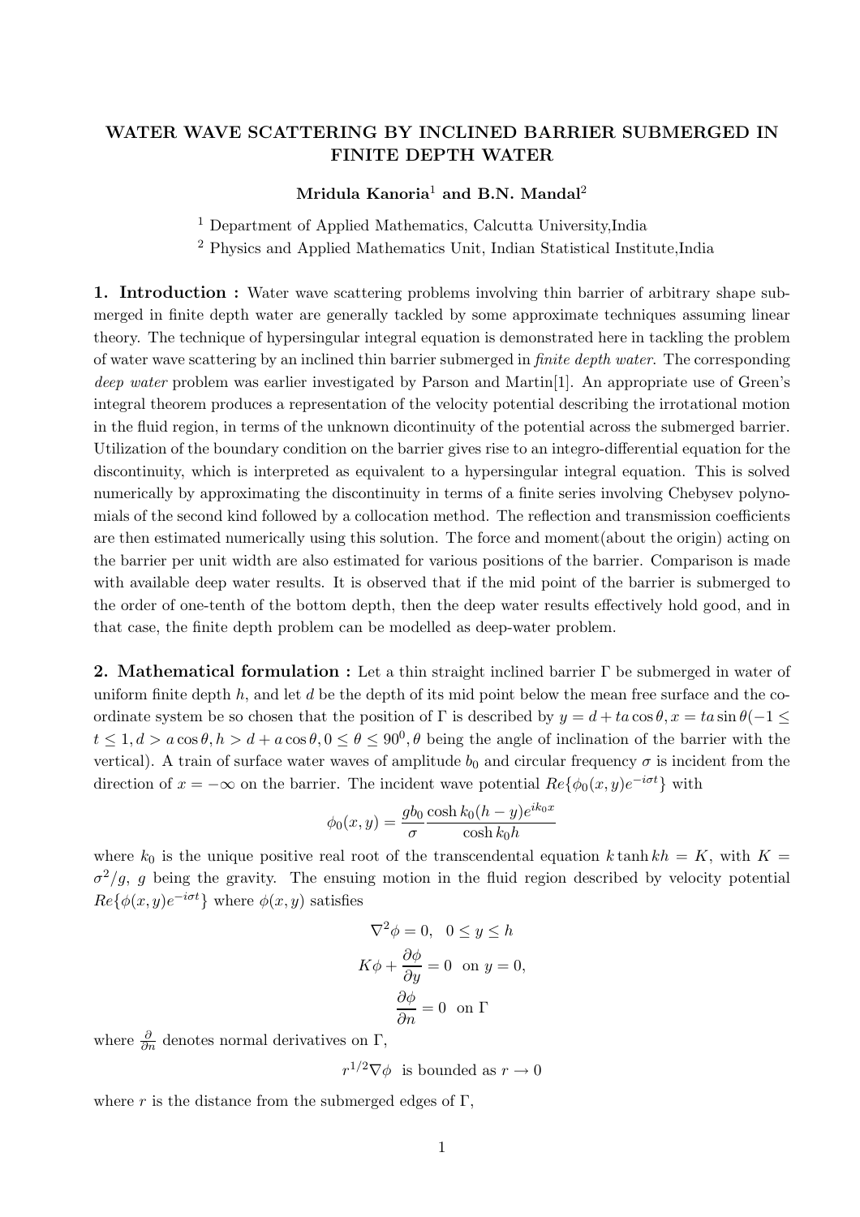# WATER WAVE SCATTERING BY INCLINED BARRIER SUBMERGED IN FINITE DEPTH WATER

**Mridula Kanoria[1] and B.N. Mandal[2]**

[1] Department of Applied Mathematics, Calcutta University,India

[2] Physics and Applied Mathematics Unit, Indian Statistical Institute,India

**1. Introduction :** Water wave scattering problems involving thin barrier of arbitrary shape submerged in finite depth water are generally tackled by some approximate techniques assuming linear theory. The technique of hypersingular integral equation is demonstrated here in tackling the problem of water wave scattering by an inclined thin barrier submerged in *finite depth water*. The corresponding *deep water* problem was earlier investigated by Parson and Martin[1]. An appropriate use of Green's integral theorem produces a representation of the velocity potential describing the irrotational motion in the fluid region, in terms of the unknown dicontinuity of the potential across the submerged barrier. Utilization of the boundary condition on the barrier gives rise to an integro-differential equation for the discontinuity, which is interpreted as equivalent to a hypersingular integral equation. This is solved numerically by approximating the discontinuity in terms of a finite series involving Chebysev polynomials of the second kind followed by a collocation method. The reflection and transmission coefficients are then estimated numerically using this solution. The force and moment(about the origin) acting on the barrier per unit width are also estimated for various positions of the barrier. Comparison is made with available deep water results. It is observed that if the mid point of the barrier is submerged to the order of one-tenth of the bottom depth, then the deep water results effectively hold good, and in that case, the finite depth problem can be modelled as deep-water problem.

**2. Mathematical formulation :** Let a thin straight inclined barrier $\Gamma$ be submerged in water of uniform finite depth $h$, and let $d$ be the depth of its mid point below the mean free surface and the co-ordinate system be so chosen that the position of $\Gamma$ is described by $y = d + ta\cos\theta, x = ta\sin\theta(-1 \leq t \leq 1, d > a\cos\theta, h > d + a\cos\theta, 0 \leq \theta \leq 90^0, \theta$ being the angle of inclination of the barrier with the vertical). A train of surface water waves of amplitude $b_0$ and circular frequency $\sigma$ is incident from the direction of $x = -\infty$ on the barrier. The incident wave potential $Re\{\phi_0(x,y)e^{-i\sigma t}\}$ with

$$\phi_0(x,y) = \frac{gb_0}{\sigma}\frac{\cosh k_0(h-y)e^{ik_0x}}{\cosh k_0h}$$

where $k_0$ is the unique positive real root of the transcendental equation $k\tanh kh = K$, with $K = \sigma^2/g$, $g$ being the gravity. The ensuing motion in the fluid region described by velocity potential $Re\{\phi(x,y)e^{-i\sigma t}\}$ where $\phi(x,y)$ satisfies

$$\nabla^2\phi = 0, \quad 0 \leq y \leq h$$

$$K\phi + \frac{\partial\phi}{\partial y} = 0 \ \text{ on } y = 0,$$

$$\frac{\partial\phi}{\partial n} = 0 \ \text{ on } \Gamma$$

where $\frac{\partial}{\partial n}$ denotes normal derivatives on $\Gamma$,

$$r^{1/2}\nabla\phi \ \text{ is bounded as } r \to 0$$

where $r$ is the distance from the submerged edges of $\Gamma$,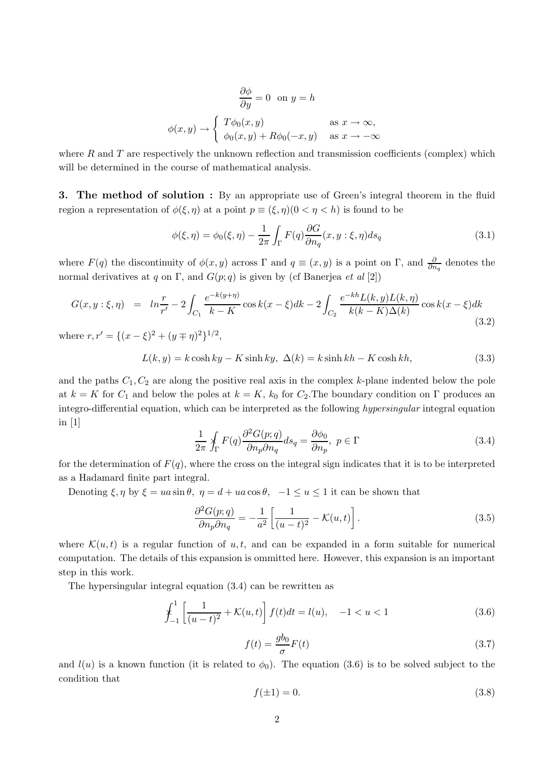$$\frac{\partial \phi}{\partial y} = 0 \quad \text{on } y = h$$

$$\phi(x,y) \to \begin{cases} T\phi_0(x,y) & \text{as } x \to \infty, \\ \phi_0(x,y) + R\phi_0(-x,y) & \text{as } x \to -\infty \end{cases}$$

where $R$ and $T$ are respectively the unknown reflection and transmission coefficients (complex) which will be determined in the course of mathematical analysis.

**3. The method of solution :** By an appropriate use of Green's integral theorem in the fluid region a representation of $\phi(\xi,\eta)$ at a point $p \equiv (\xi,\eta)(0 < \eta < h)$ is found to be

$$\phi(\xi,\eta) = \phi_0(\xi,\eta) - \frac{1}{2\pi}\int_\Gamma F(q)\frac{\partial G}{\partial n_q}(x,y:\xi,\eta)ds_q \tag{3.1}$$

where $F(q)$ the discontinuity of $\phi(x,y)$ across $\Gamma$ and $q \equiv (x,y)$ is a point on $\Gamma$, and $\frac{\partial}{\partial n_q}$ denotes the normal derivatives at $q$ on $\Gamma$, and $G(p;q)$ is given by (cf Banerjea *et al* [2])

$$G(x,y:\xi,\eta) = ln\frac{r}{r'} - 2\int_{C_1}\frac{e^{-k(y+\eta)}}{k-K}\cos k(x-\xi)dk - 2\int_{C_2}\frac{e^{-kh}L(k,y)L(k,\eta)}{k(k-K)\Delta(k)}\cos k(x-\xi)dk \tag{3.2}$$

where $r, r' = \{(x-\xi)^2 + (y \mp \eta)^2\}^{1/2}$,

$$L(k,y) = k\cosh ky - K\sinh ky, \ \Delta(k) = k\sinh kh - K\cosh kh, \tag{3.3}$$

and the paths $C_1, C_2$ are along the positive real axis in the complex $k$-plane indented below the pole at $k = K$ for $C_1$ and below the poles at $k = K$, $k_0$ for $C_2$.The boundary condition on $\Gamma$ produces an integro-differential equation, which can be interpreted as the following *hypersingular* integral equation in [1]

$$\frac{1}{2\pi} \int\!\!\!\!\!\!\times_\Gamma F(q)\frac{\partial^2 G(p;q)}{\partial n_p \partial n_q}ds_q = \frac{\partial \phi_0}{\partial n_p}, \ p \in \Gamma \tag{3.4}$$

for the determination of $F(q)$, where the cross on the integral sign indicates that it is to be interpreted as a Hadamard finite part integral.

Denoting $\xi,\eta$ by $\xi = ua\sin\theta, \ \eta = d + ua\cos\theta, \ -1 \le u \le 1$ it can be shown that

$$\frac{\partial^2 G(p;q)}{\partial n_p \partial n_q} = -\frac{1}{a^2}\left[\frac{1}{(u-t)^2} - \mathcal{K}(u,t)\right]. \tag{3.5}$$

where $\mathcal{K}(u,t)$ is a regular function of $u,t$, and can be expanded in a form suitable for numerical computation. The details of this expansion is ommitted here. However, this expansion is an important step in this work.

The hypersingular integral equation (3.4) can be rewritten as

$$\int\!\!\!\!\!\!\times_{-1}^{1}\left[\frac{1}{(u-t)^2} + \mathcal{K}(u,t)\right]f(t)dt = l(u), \quad -1 < u < 1 \tag{3.6}$$

$$f(t) = \frac{gb_0}{\sigma}F(t) \tag{3.7}$$

and $l(u)$ is a known function (it is related to $\phi_0$). The equation (3.6) is to be solved subject to the condition that

$$f(\pm 1) = 0. \tag{3.8}$$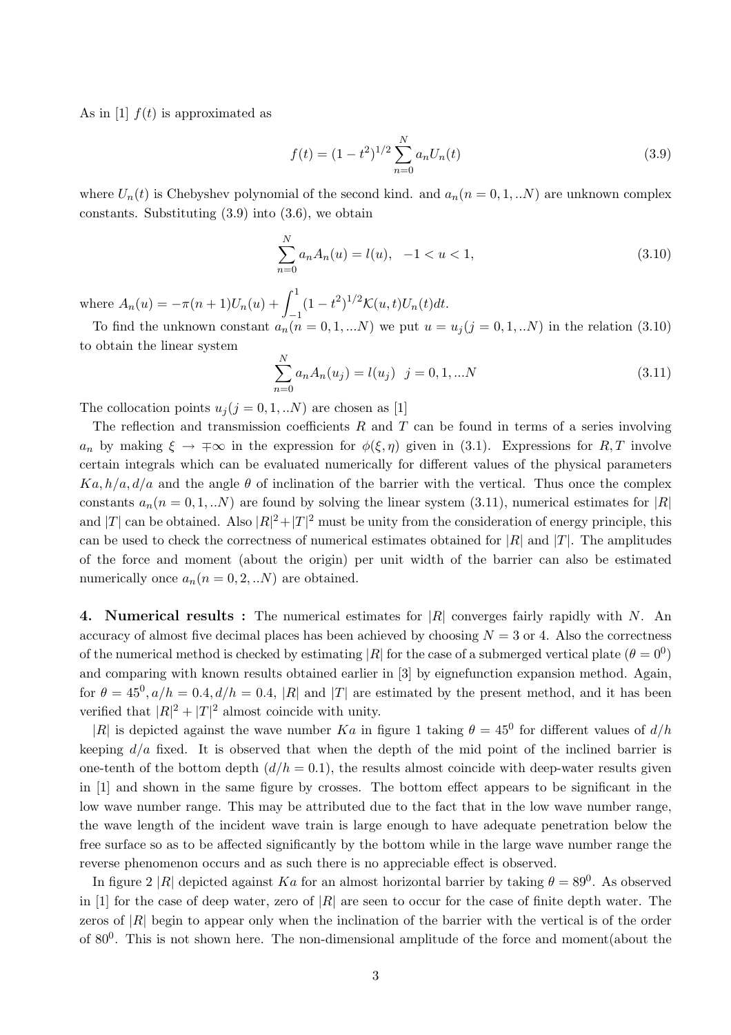As in [1] $f(t)$ is approximated as

$$f(t) = (1-t^2)^{1/2} \sum_{n=0}^{N} a_n U_n(t) \tag{3.9}$$

where $U_n(t)$ is Chebyshev polynomial of the second kind. and $a_n (n = 0, 1, ..N)$ are unknown complex constants. Substituting (3.9) into (3.6), we obtain

$$\sum_{n=0}^{N} a_n A_n(u) = l(u), \quad -1 < u < 1, \tag{3.10}$$

where $A_n(u) = -\pi(n+1)U_n(u) + \int_{-1}^{1} (1-t^2)^{1/2} \mathcal{K}(u,t) U_n(t) dt$.

To find the unknown constant $a_n (n = 0, 1, ...N)$ we put $u = u_j (j = 0, 1, ..N)$ in the relation (3.10) to obtain the linear system

$$\sum_{n=0}^{N} a_n A_n(u_j) = l(u_j) \quad j = 0, 1, ...N \tag{3.11}$$

The collocation points $u_j (j = 0, 1, ..N)$ are chosen as [1]

The reflection and transmission coefficients $R$ and $T$ can be found in terms of a series involving $a_n$ by making $\xi \to \mp\infty$ in the expression for $\phi(\xi, \eta)$ given in (3.1). Expressions for $R, T$ involve certain integrals which can be evaluated numerically for different values of the physical parameters $Ka, h/a, d/a$ and the angle $\theta$ of inclination of the barrier with the vertical. Thus once the complex constants $a_n (n = 0, 1, ..N)$ are found by solving the linear system (3.11), numerical estimates for $|R|$ and $|T|$ can be obtained. Also $|R|^2 + |T|^2$ must be unity from the consideration of energy principle, this can be used to check the correctness of numerical estimates obtained for $|R|$ and $|T|$. The amplitudes of the force and moment (about the origin) per unit width of the barrier can also be estimated numerically once $a_n (n = 0, 2, ..N)$ are obtained.

**4. Numerical results :** The numerical estimates for $|R|$ converges fairly rapidly with $N$. An accuracy of almost five decimal places has been achieved by choosing $N = 3$ or 4. Also the correctness of the numerical method is checked by estimating $|R|$ for the case of a submerged vertical plate ($\theta = 0^0$) and comparing with known results obtained earlier in [3] by eignefunction expansion method. Again, for $\theta = 45^0, a/h = 0.4, d/h = 0.4$, $|R|$ and $|T|$ are estimated by the present method, and it has been verified that $|R|^2 + |T|^2$ almost coincide with unity.

$|R|$ is depicted against the wave number $Ka$ in figure 1 taking $\theta = 45^0$ for different values of $d/h$ keeping $d/a$ fixed. It is observed that when the depth of the mid point of the inclined barrier is one-tenth of the bottom depth ($d/h = 0.1$), the results almost coincide with deep-water results given in [1] and shown in the same figure by crosses. The bottom effect appears to be significant in the low wave number range. This may be attributed due to the fact that in the low wave number range, the wave length of the incident wave train is large enough to have adequate penetration below the free surface so as to be affected significantly by the bottom while in the large wave number range the reverse phenomenon occurs and as such there is no appreciable effect is observed.

In figure 2 $|R|$ depicted against $Ka$ for an almost horizontal barrier by taking $\theta = 89^0$. As observed in [1] for the case of deep water, zero of $|R|$ are seen to occur for the case of finite depth water. The zeros of $|R|$ begin to appear only when the inclination of the barrier with the vertical is of the order of $80^0$. This is not shown here. The non-dimensional amplitude of the force and moment(about the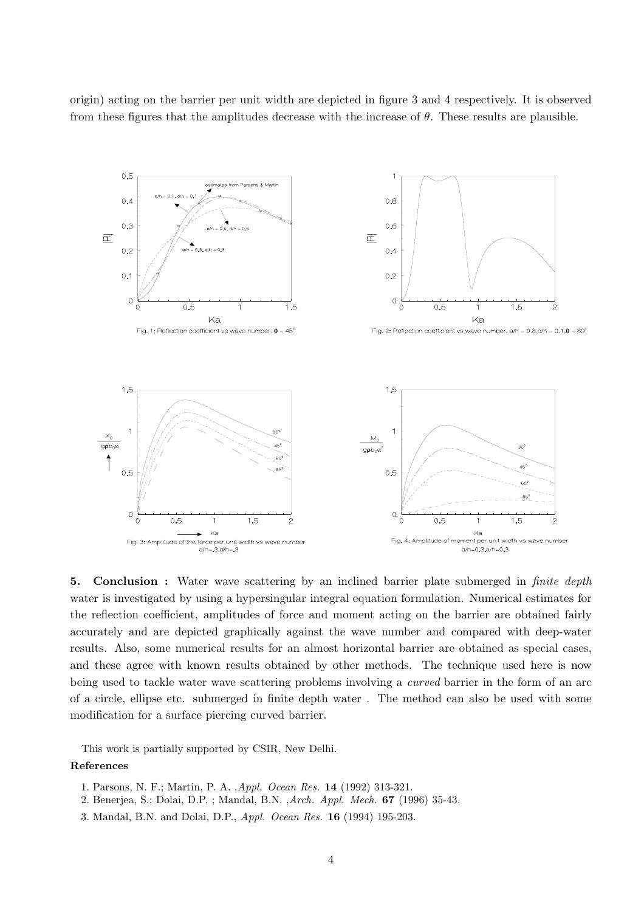origin) acting on the barrier per unit width are depicted in figure 3 and 4 respectively. It is observed from these figures that the amplitudes decrease with the increase of $\theta$. These results are plausible.

0.5
0.4
0.3
0.2
0.1
0
|R|
0 0.5 1 1.5
Ka
estimated from Parsons & Martin
a/h = 0.1, d/h = 0.1
a/h = 0.5, d/h = 0.5
a/h = 0.3, d/h = 0.3

Fig. 1: Reflection coefficient vs wave number, $\theta = 45^0$

1
0.8
0.6
0.4
0.2
0
|R|
0 0.5 1 1.5 2
Ka

Fig. 2: Reflection coefficient vs wave number, a/h = 0.8,d/h = 0.1,$\theta = 89^0$

1.5
1
0.5
0
$\frac{X_0}{g\rho b_0 a}$
0 0.5 1 1.5 2
Ka
30°
45°
60°
85°

Fig. 3: Amplitude of the force per unit width vs wave number
a/h=.3,d/h=.3

1.5
1
0.5
0
$\frac{M_0}{g\rho b_0 a^2}$
0 0.5 1 1.5 2
Ka
30°
45°
60°
85°

Fig. 4: Amplitude of moment per unit width vs wave number
d/h=0.3,a/h=0.3

**5. Conclusion :** Water wave scattering by an inclined barrier plate submerged in *finite depth* water is investigated by using a hypersingular integral equation formulation. Numerical estimates for the reflection coefficient, amplitudes of force and moment acting on the barrier are obtained fairly accurately and are depicted graphically against the wave number and compared with deep-water results. Also, some numerical results for an almost horizontal barrier are obtained as special cases, and these agree with known results obtained by other methods. The technique used here is now being used to tackle water wave scattering problems involving a *curved* barrier in the form of an arc of a circle, ellipse etc. submerged in finite depth water . The method can also be used with some modification for a surface piercing curved barrier.

This work is partially supported by CSIR, New Delhi.

**References**

1. Parsons, N. F.; Martin, P. A. ,*Appl. Ocean Res.* **14** (1992) 313-321.
2. Benerjea, S.; Dolai, D.P. ; Mandal, B.N. ,*Arch. Appl. Mech.* **67** (1996) 35-43.
3. Mandal, B.N. and Dolai, D.P., *Appl. Ocean Res.* **16** (1994) 195-203.